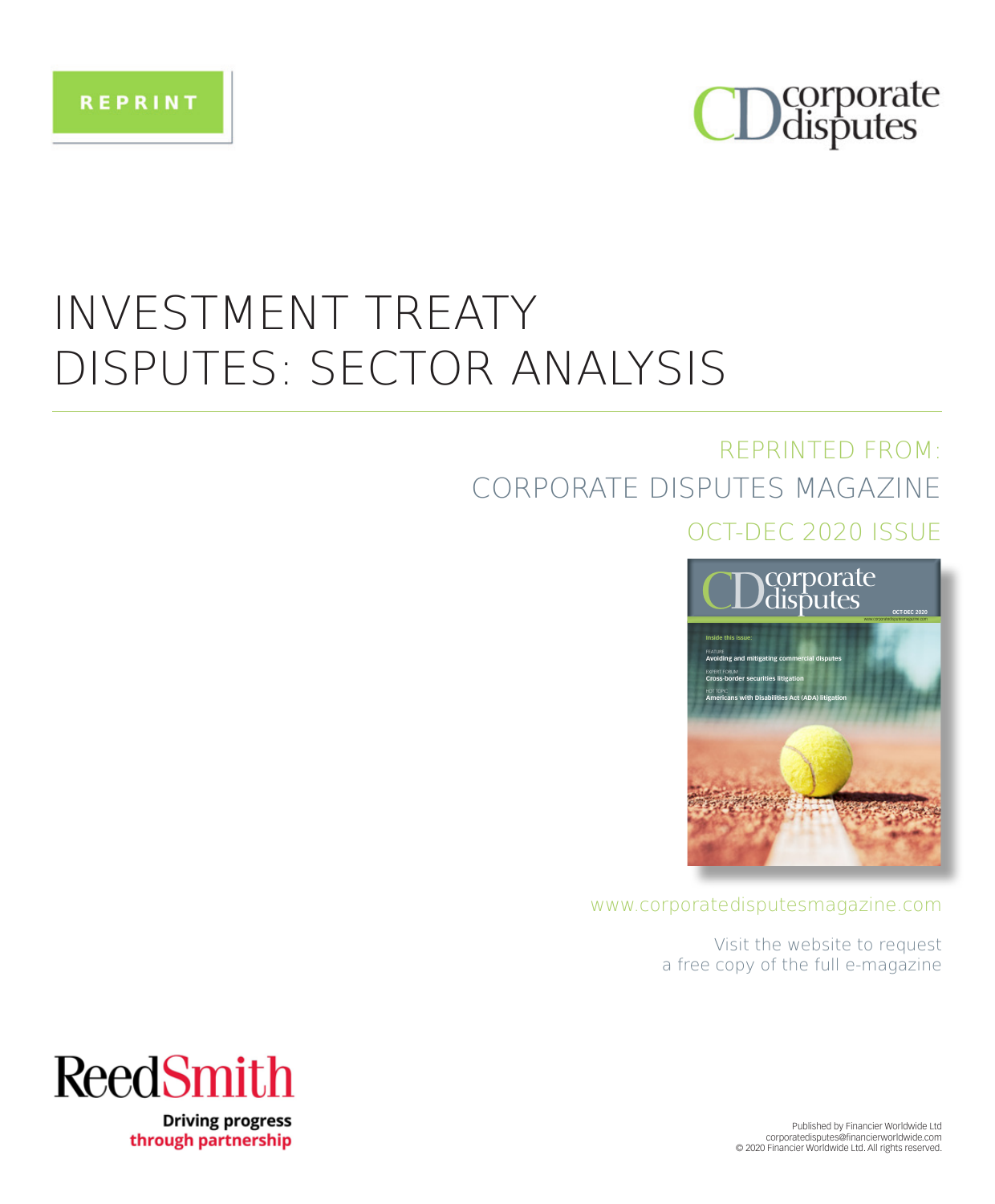REPRINT

corporate disputes

# INVESTMENT TREATY DISPUTES: SECTOR ANALYSIS

REPRINTED FROM:

CORPORATE DISPUTES MAGAZINE

OCT-DEC 2020 ISSUE

www.corporatedisputesmagazine.com

Visit the website to request a free copy of the full e-magazine

ReedSmith

Driving progress through partnership

Published by Financier Worldwide Ltd
corporatedisputes@financierworldwide.com
© 2020 Financier Worldwide Ltd. All rights reserved.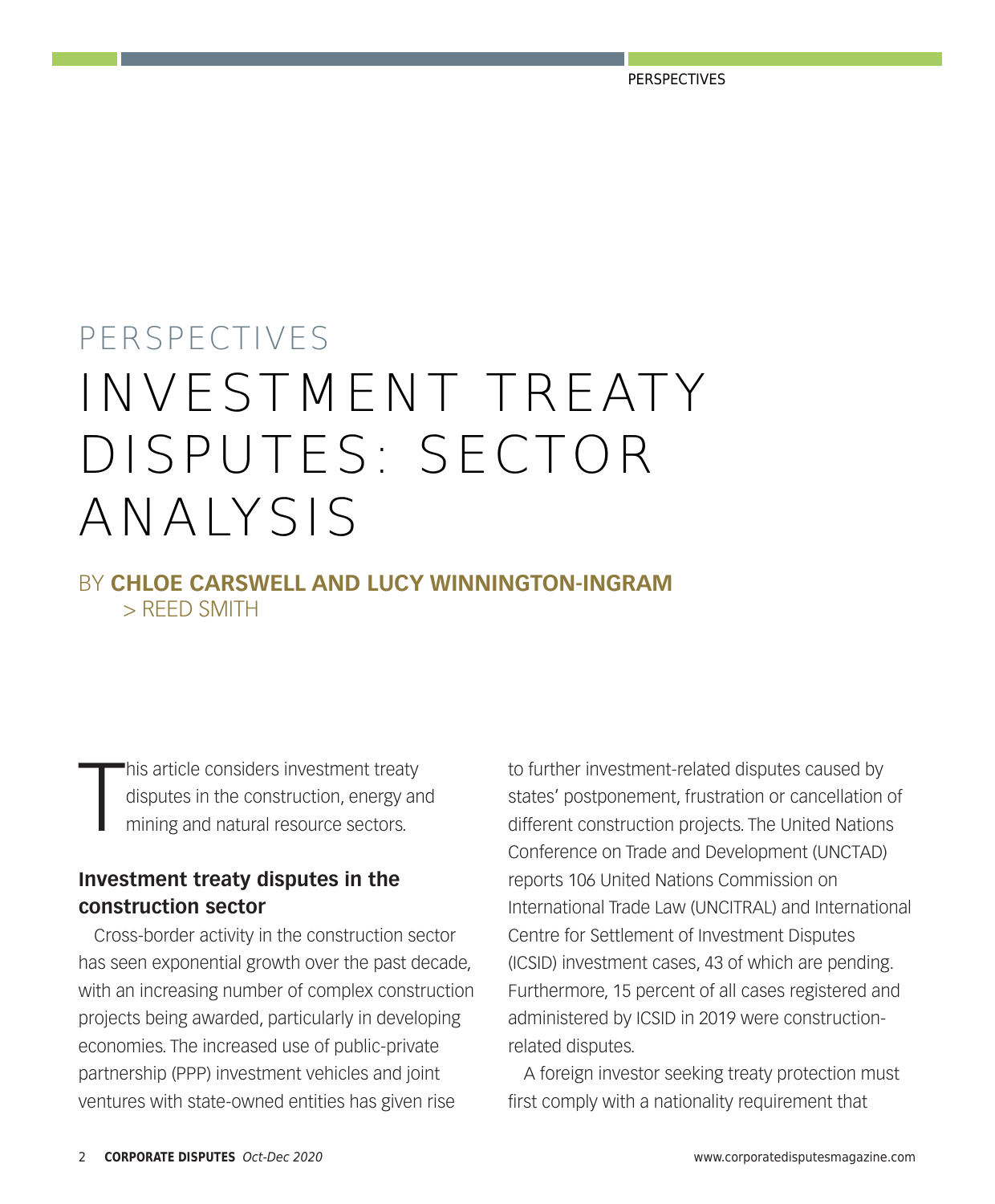PERSPECTIVES

# INVESTMENT TREATY DISPUTES: SECTOR ANALYSIS

BY **CHLOE CARSWELL AND LUCY WINNINGTON-INGRAM**
> REED SMITH

This article considers investment treaty disputes in the construction, energy and mining and natural resource sectors.

## Investment treaty disputes in the construction sector

Cross-border activity in the construction sector has seen exponential growth over the past decade, with an increasing number of complex construction projects being awarded, particularly in developing economies. The increased use of public-private partnership (PPP) investment vehicles and joint ventures with state-owned entities has given rise to further investment-related disputes caused by states' postponement, frustration or cancellation of different construction projects. The United Nations Conference on Trade and Development (UNCTAD) reports 106 United Nations Commission on International Trade Law (UNCITRAL) and International Centre for Settlement of Investment Disputes (ICSID) investment cases, 43 of which are pending. Furthermore, 15 percent of all cases registered and administered by ICSID in 2019 were construction-related disputes.

A foreign investor seeking treaty protection must first comply with a nationality requirement that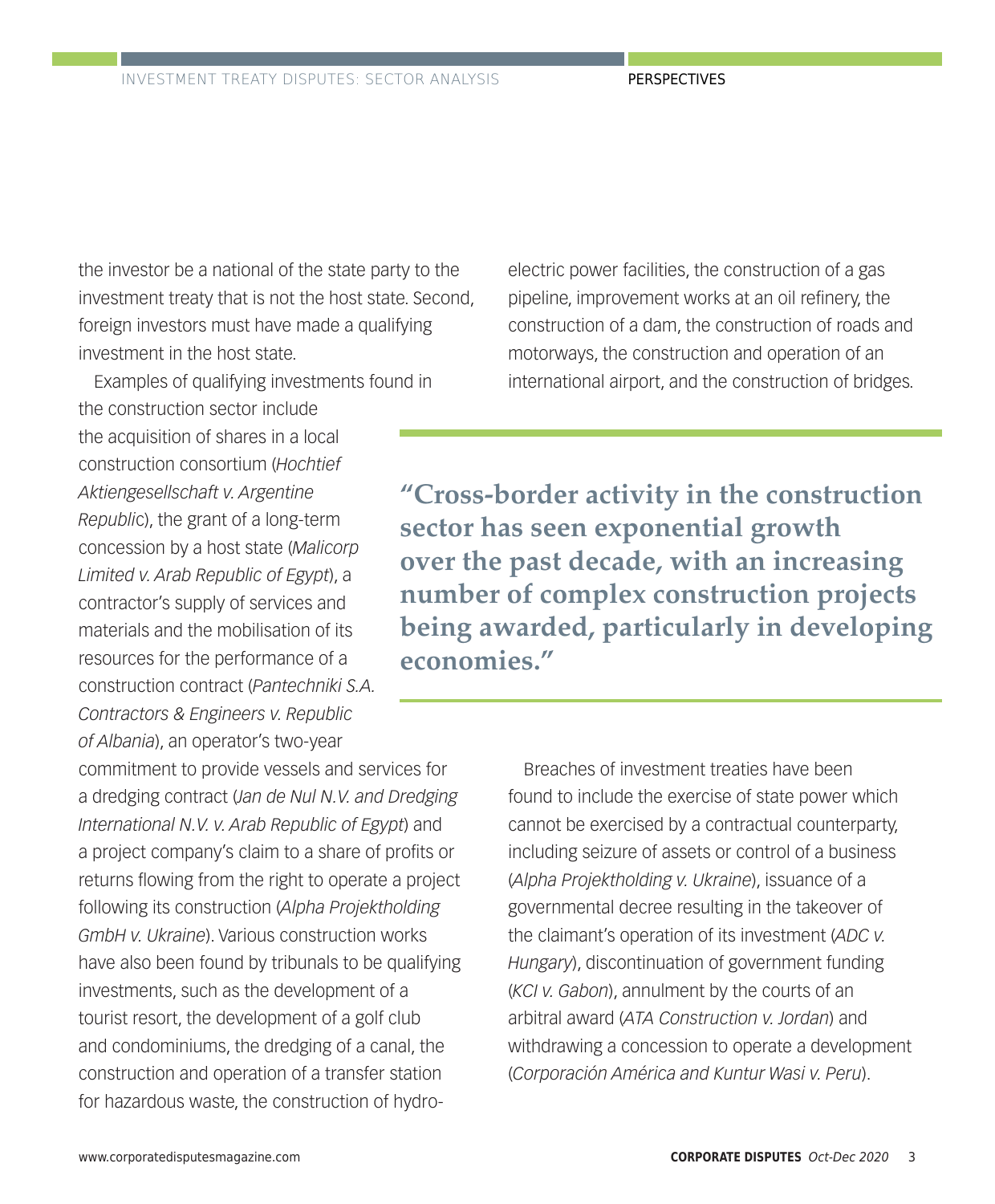the investor be a national of the state party to the investment treaty that is not the host state. Second, foreign investors must have made a qualifying investment in the host state.

Examples of qualifying investments found in the construction sector include the acquisition of shares in a local construction consortium (*Hochtief Aktiengesellschaft v. Argentine Republic*), the grant of a long-term concession by a host state (*Malicorp Limited v. Arab Republic of Egypt*), a contractor's supply of services and materials and the mobilisation of its resources for the performance of a construction contract (*Pantechniki S.A. Contractors & Engineers v. Republic of Albania*), an operator's two-year commitment to provide vessels and services for a dredging contract (*Jan de Nul N.V. and Dredging International N.V. v. Arab Republic of Egypt*) and a project company's claim to a share of profits or returns flowing from the right to operate a project following its construction (*Alpha Projektholding GmbH v. Ukraine*). Various construction works have also been found by tribunals to be qualifying investments, such as the development of a tourist resort, the development of a golf club and condominiums, the dredging of a canal, the construction and operation of a transfer station for hazardous waste, the construction of hydro-electric power facilities, the construction of a gas pipeline, improvement works at an oil refinery, the construction of a dam, the construction of roads and motorways, the construction and operation of an international airport, and the construction of bridges.

> **"Cross-border activity in the construction sector has seen exponential growth over the past decade, with an increasing number of complex construction projects being awarded, particularly in developing economies."**

Breaches of investment treaties have been found to include the exercise of state power which cannot be exercised by a contractual counterparty, including seizure of assets or control of a business (*Alpha Projektholding v. Ukraine*), issuance of a governmental decree resulting in the takeover of the claimant's operation of its investment (*ADC v. Hungary*), discontinuation of government funding (*KCI v. Gabon*), annulment by the courts of an arbitral award (*ATA Construction v. Jordan*) and withdrawing a concession to operate a development (*Corporación América and Kuntur Wasi v. Peru*).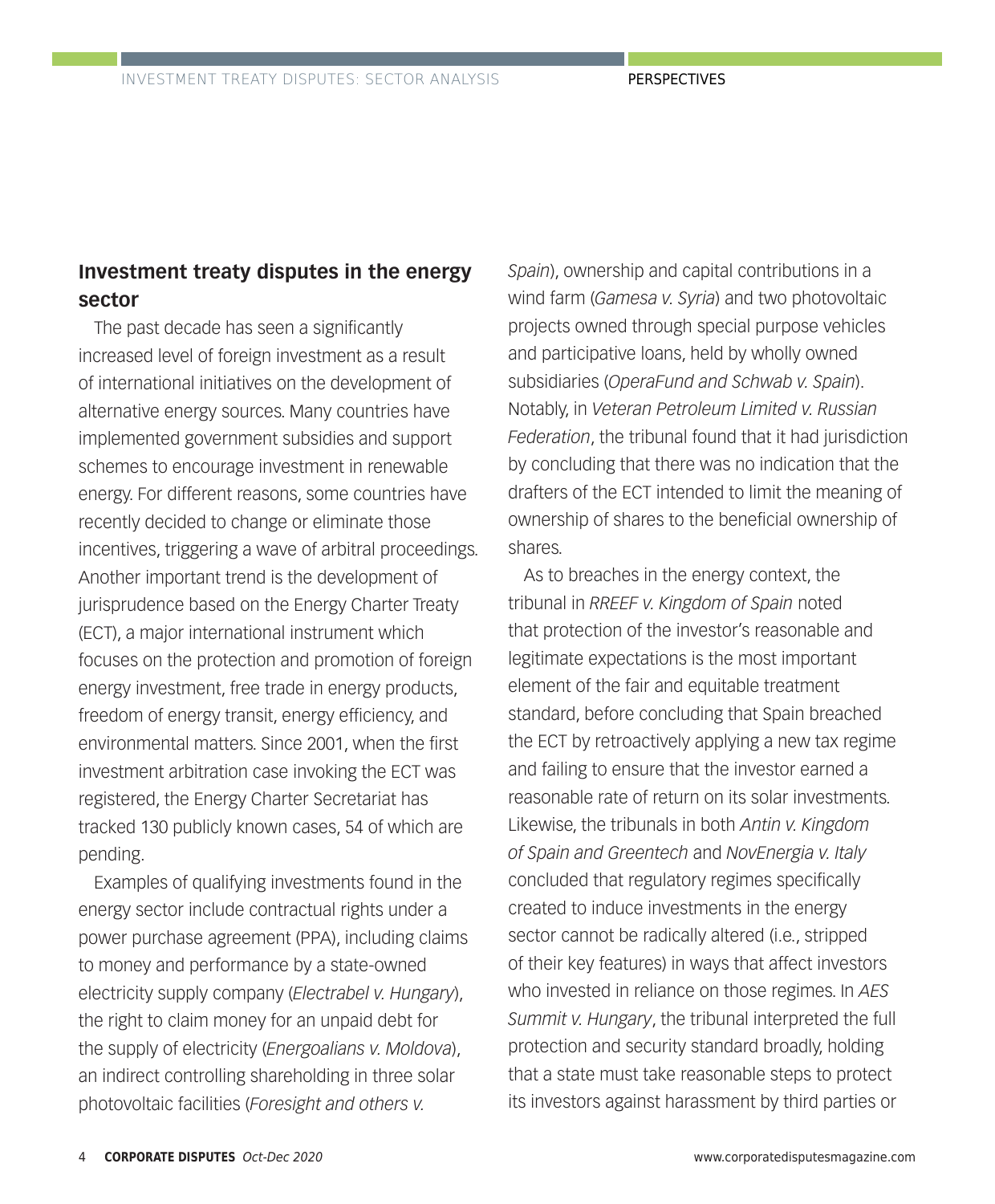## Investment treaty disputes in the energy sector

The past decade has seen a significantly increased level of foreign investment as a result of international initiatives on the development of alternative energy sources. Many countries have implemented government subsidies and support schemes to encourage investment in renewable energy. For different reasons, some countries have recently decided to change or eliminate those incentives, triggering a wave of arbitral proceedings. Another important trend is the development of jurisprudence based on the Energy Charter Treaty (ECT), a major international instrument which focuses on the protection and promotion of foreign energy investment, free trade in energy products, freedom of energy transit, energy efficiency, and environmental matters. Since 2001, when the first investment arbitration case invoking the ECT was registered, the Energy Charter Secretariat has tracked 130 publicly known cases, 54 of which are pending.

Examples of qualifying investments found in the energy sector include contractual rights under a power purchase agreement (PPA), including claims to money and performance by a state-owned electricity supply company (*Electrabel v. Hungary*), the right to claim money for an unpaid debt for the supply of electricity (*Energoalians v. Moldova*), an indirect controlling shareholding in three solar photovoltaic facilities (*Foresight and others v. Spain*), ownership and capital contributions in a wind farm (*Gamesa v. Syria*) and two photovoltaic projects owned through special purpose vehicles and participative loans, held by wholly owned subsidiaries (*OperaFund and Schwab v. Spain*). Notably, in *Veteran Petroleum Limited v. Russian Federation*, the tribunal found that it had jurisdiction by concluding that there was no indication that the drafters of the ECT intended to limit the meaning of ownership of shares to the beneficial ownership of shares.

As to breaches in the energy context, the tribunal in *RREEF v. Kingdom of Spain* noted that protection of the investor's reasonable and legitimate expectations is the most important element of the fair and equitable treatment standard, before concluding that Spain breached the ECT by retroactively applying a new tax regime and failing to ensure that the investor earned a reasonable rate of return on its solar investments. Likewise, the tribunals in both *Antin v. Kingdom of Spain and Greentech* and *NovEnergia v. Italy* concluded that regulatory regimes specifically created to induce investments in the energy sector cannot be radically altered (i.e., stripped of their key features) in ways that affect investors who invested in reliance on those regimes. In *AES Summit v. Hungary*, the tribunal interpreted the full protection and security standard broadly, holding that a state must take reasonable steps to protect its investors against harassment by third parties or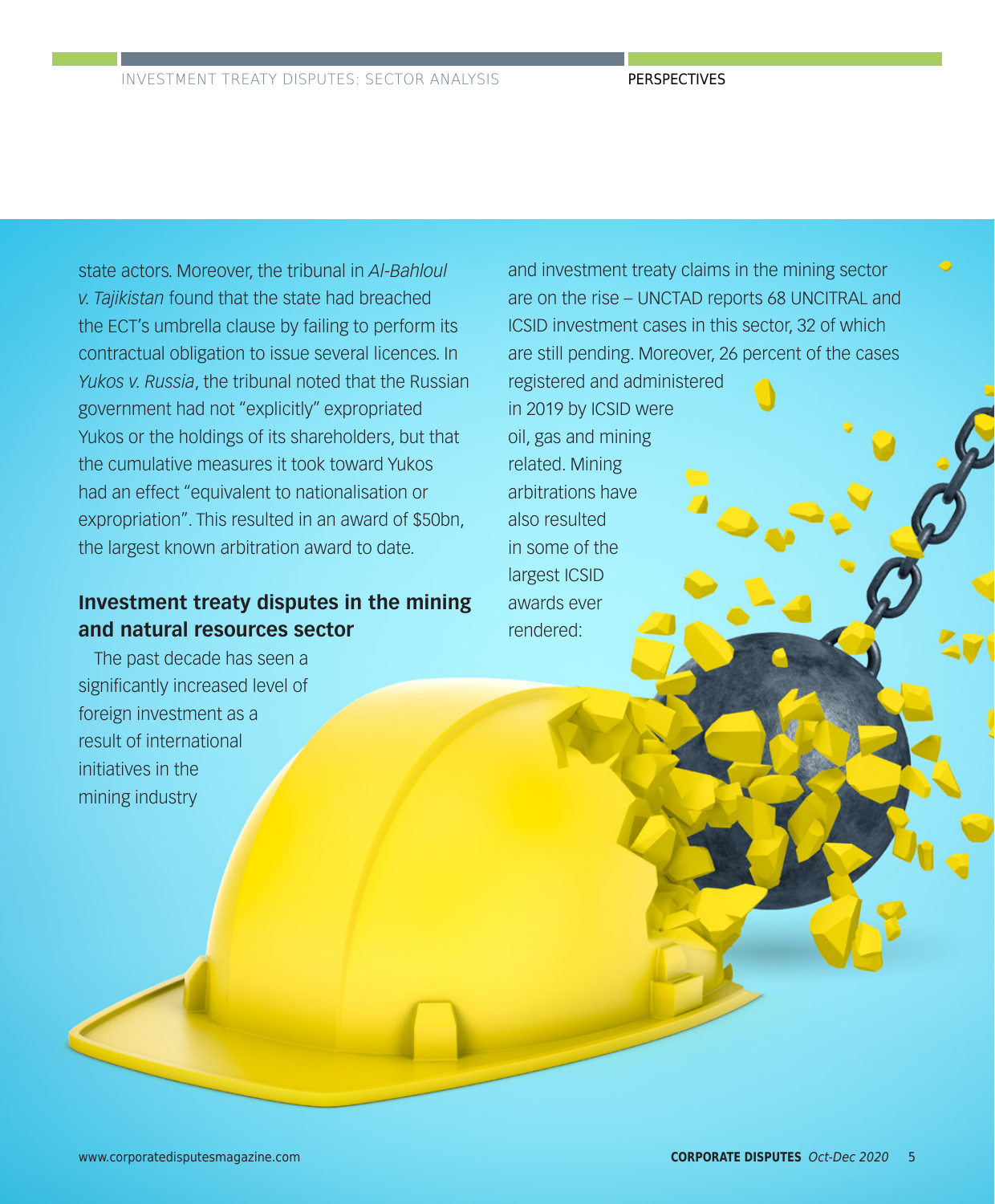state actors. Moreover, the tribunal in *Al-Bahloul v. Tajikistan* found that the state had breached the ECT's umbrella clause by failing to perform its contractual obligation to issue several licences. In *Yukos v. Russia*, the tribunal noted that the Russian government had not "explicitly" expropriated Yukos or the holdings of its shareholders, but that the cumulative measures it took toward Yukos had an effect "equivalent to nationalisation or expropriation". This resulted in an award of $50bn, the largest known arbitration award to date.

## Investment treaty disputes in the mining and natural resources sector

The past decade has seen a significantly increased level of foreign investment as a result of international initiatives in the mining industry and investment treaty claims in the mining sector are on the rise – UNCTAD reports 68 UNCITRAL and ICSID investment cases in this sector, 32 of which are still pending. Moreover, 26 percent of the cases registered and administered in 2019 by ICSID were oil, gas and mining related. Mining arbitrations have also resulted in some of the largest ICSID awards ever rendered: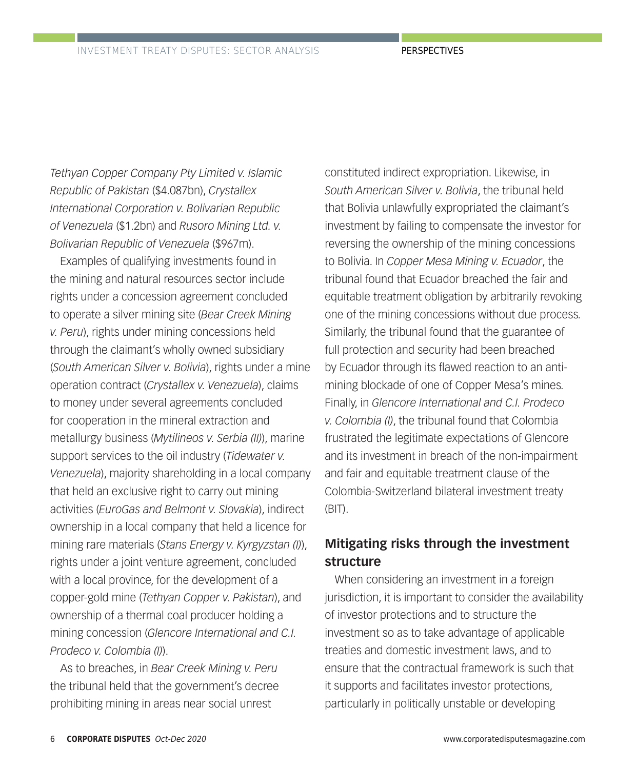*Tethyan Copper Company Pty Limited v. Islamic Republic of Pakistan* ($4.087bn), *Crystallex International Corporation v. Bolivarian Republic of Venezuela* ($1.2bn) and *Rusoro Mining Ltd. v. Bolivarian Republic of Venezuela* ($967m).

Examples of qualifying investments found in the mining and natural resources sector include rights under a concession agreement concluded to operate a silver mining site (*Bear Creek Mining v. Peru*), rights under mining concessions held through the claimant's wholly owned subsidiary (*South American Silver v. Bolivia*), rights under a mine operation contract (*Crystallex v. Venezuela*), claims to money under several agreements concluded for cooperation in the mineral extraction and metallurgy business (*Mytilineos v. Serbia (II)*), marine support services to the oil industry (*Tidewater v. Venezuela*), majority shareholding in a local company that held an exclusive right to carry out mining activities (*EuroGas and Belmont v. Slovakia*), indirect ownership in a local company that held a licence for mining rare materials (*Stans Energy v. Kyrgyzstan (I)*), rights under a joint venture agreement, concluded with a local province, for the development of a copper-gold mine (*Tethyan Copper v. Pakistan*), and ownership of a thermal coal producer holding a mining concession (*Glencore International and C.I. Prodeco v. Colombia (I)*).

As to breaches, in *Bear Creek Mining v. Peru* the tribunal held that the government's decree prohibiting mining in areas near social unrest constituted indirect expropriation. Likewise, in *South American Silver v. Bolivia*, the tribunal held that Bolivia unlawfully expropriated the claimant's investment by failing to compensate the investor for reversing the ownership of the mining concessions to Bolivia. In *Copper Mesa Mining v. Ecuador*, the tribunal found that Ecuador breached the fair and equitable treatment obligation by arbitrarily revoking one of the mining concessions without due process. Similarly, the tribunal found that the guarantee of full protection and security had been breached by Ecuador through its flawed reaction to an anti-mining blockade of one of Copper Mesa's mines. Finally, in *Glencore International and C.I. Prodeco v. Colombia (I)*, the tribunal found that Colombia frustrated the legitimate expectations of Glencore and its investment in breach of the non-impairment and fair and equitable treatment clause of the Colombia-Switzerland bilateral investment treaty (BIT).

## Mitigating risks through the investment structure

When considering an investment in a foreign jurisdiction, it is important to consider the availability of investor protections and to structure the investment so as to take advantage of applicable treaties and domestic investment laws, and to ensure that the contractual framework is such that it supports and facilitates investor protections, particularly in politically unstable or developing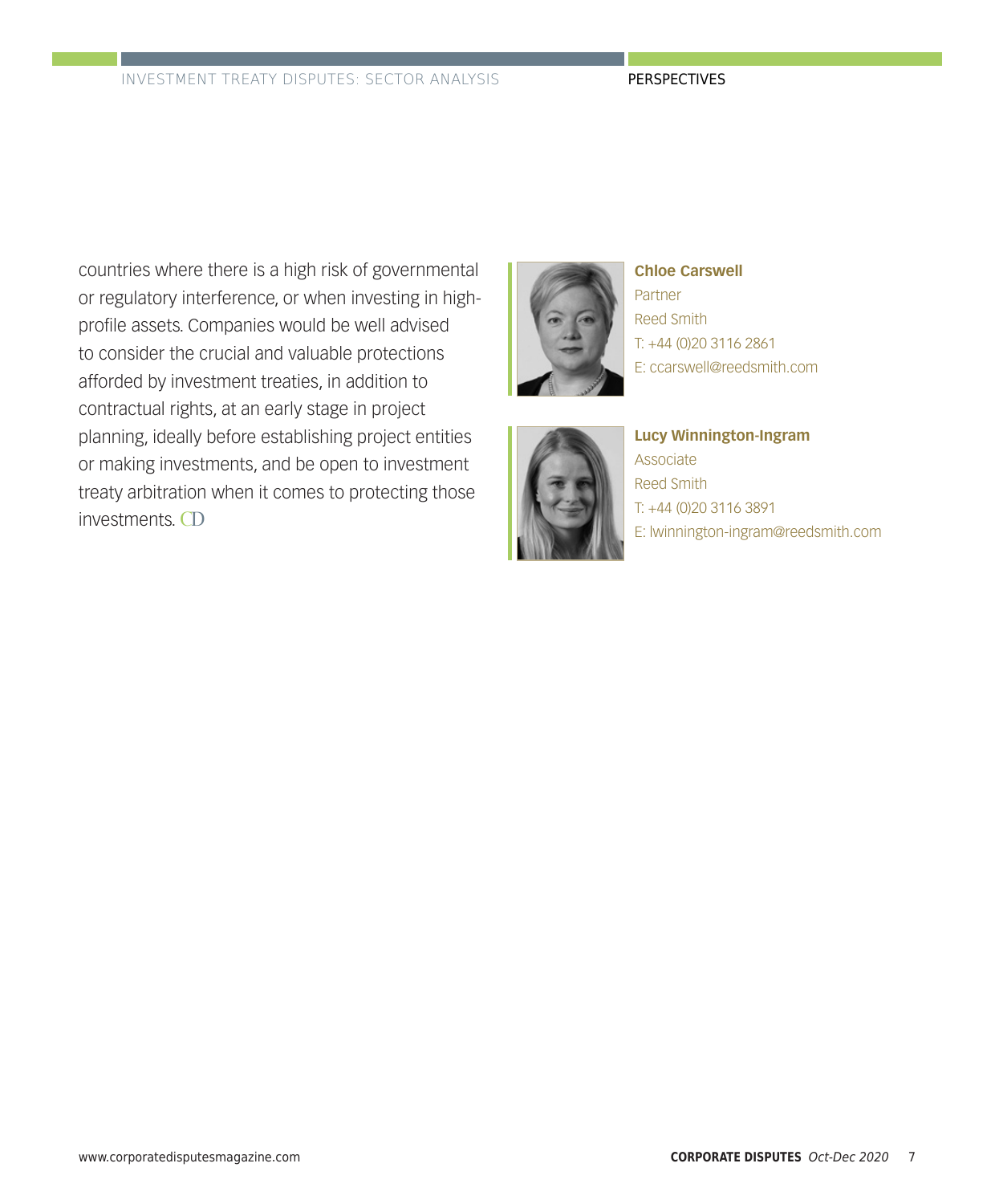countries where there is a high risk of governmental or regulatory interference, or when investing in high-profile assets. Companies would be well advised to consider the crucial and valuable protections afforded by investment treaties, in addition to contractual rights, at an early stage in project planning, ideally before establishing project entities or making investments, and be open to investment treaty arbitration when it comes to protecting those investments. CD

**Chloe Carswell**
Partner
Reed Smith
T: +44 (0)20 3116 2861
E: ccarswell@reedsmith.com

**Lucy Winnington-Ingram**
Associate
Reed Smith
T: +44 (0)20 3116 3891
E: lwinnington-ingram@reedsmith.com